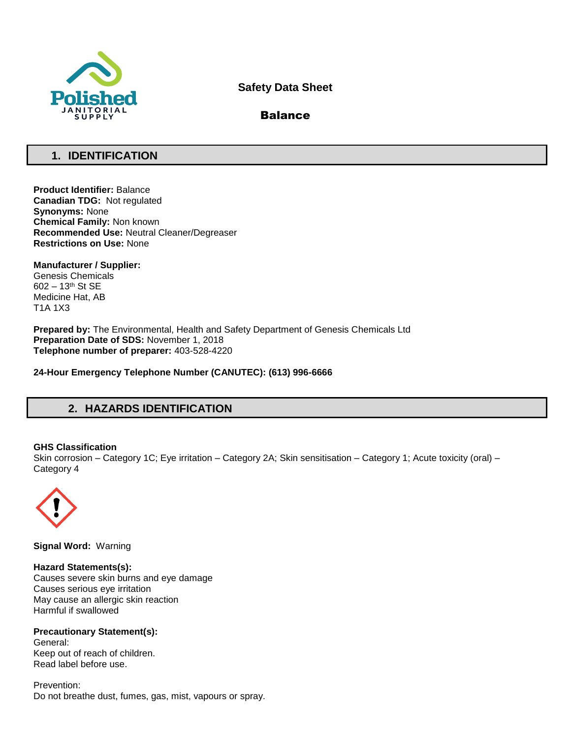**Safety Data Sheet**

**Balance**

## 1. IDENTIFICATION

**Product Identifier:** Balance
**Canadian TDG:** Not regulated
**Synonyms:** None
**Chemical Family:** Non known
**Recommended Use:** Neutral Cleaner/Degreaser
**Restrictions on Use:** None

**Manufacturer / Supplier:**
Genesis Chemicals
602 – 13th St SE
Medicine Hat, AB
T1A 1X3

**Prepared by:** The Environmental, Health and Safety Department of Genesis Chemicals Ltd
**Preparation Date of SDS:** November 1, 2018
**Telephone number of preparer:** 403-528-4220

**24-Hour Emergency Telephone Number (CANUTEC): (613) 996-6666**

## 2. HAZARDS IDENTIFICATION

**GHS Classification**
Skin corrosion – Category 1C; Eye irritation – Category 2A; Skin sensitisation – Category 1; Acute toxicity (oral) – Category 4

**Signal Word:** Warning

**Hazard Statements(s):**
Causes severe skin burns and eye damage
Causes serious eye irritation
May cause an allergic skin reaction
Harmful if swallowed

**Precautionary Statement(s):**
General:
Keep out of reach of children.
Read label before use.

Prevention:
Do not breathe dust, fumes, gas, mist, vapours or spray.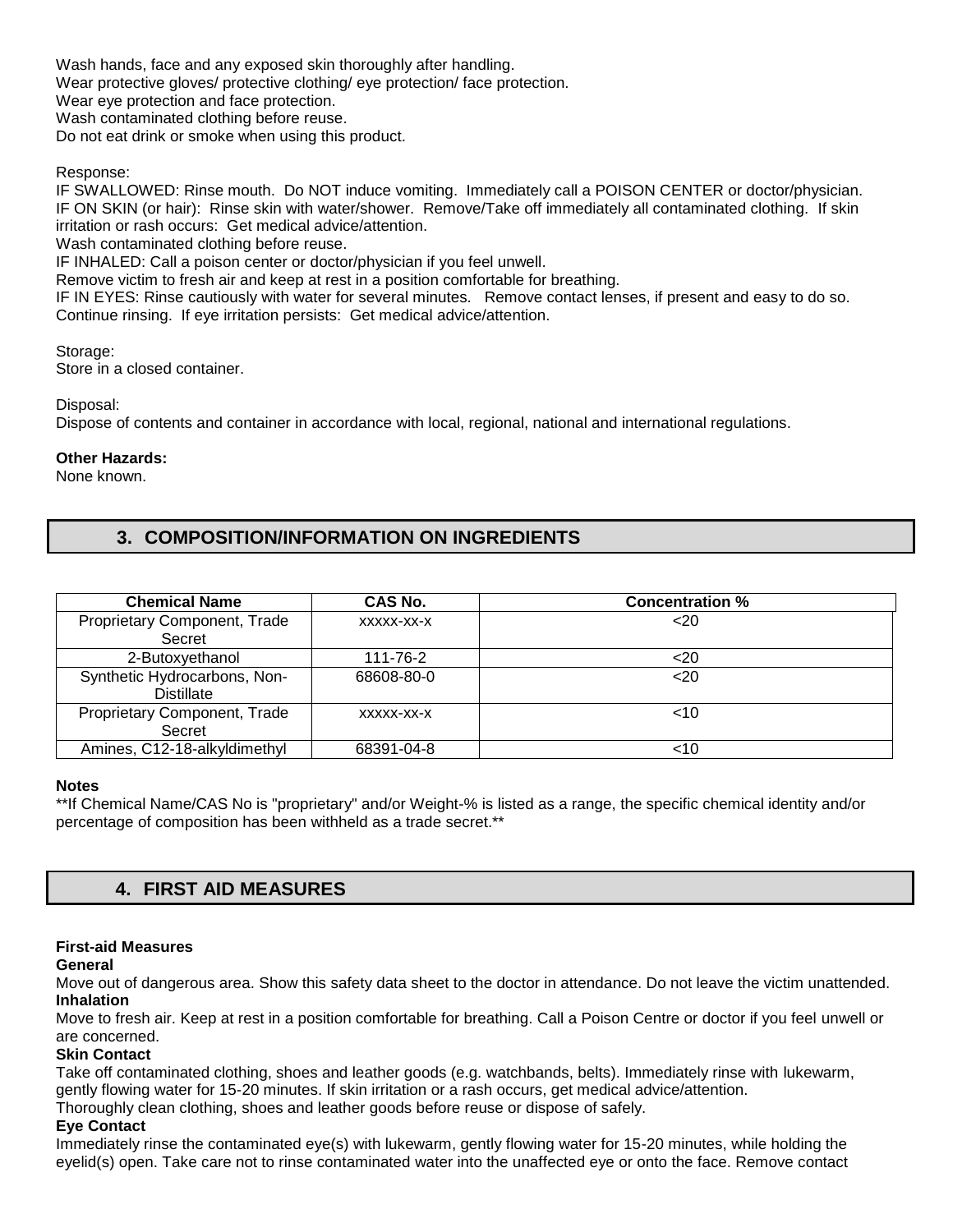Wash hands, face and any exposed skin thoroughly after handling.
Wear protective gloves/ protective clothing/ eye protection/ face protection.
Wear eye protection and face protection.
Wash contaminated clothing before reuse.
Do not eat drink or smoke when using this product.

Response:
IF SWALLOWED: Rinse mouth. Do NOT induce vomiting. Immediately call a POISON CENTER or doctor/physician.
IF ON SKIN (or hair): Rinse skin with water/shower. Remove/Take off immediately all contaminated clothing. If skin irritation or rash occurs: Get medical advice/attention.
Wash contaminated clothing before reuse.
IF INHALED: Call a poison center or doctor/physician if you feel unwell.
Remove victim to fresh air and keep at rest in a position comfortable for breathing.
IF IN EYES: Rinse cautiously with water for several minutes. Remove contact lenses, if present and easy to do so. Continue rinsing. If eye irritation persists: Get medical advice/attention.

Storage:
Store in a closed container.

Disposal:
Dispose of contents and container in accordance with local, regional, national and international regulations.

**Other Hazards:**
None known.

## 3. COMPOSITION/INFORMATION ON INGREDIENTS

| Chemical Name | CAS No. | Concentration % |
|---|---|---|
| Proprietary Component, Trade Secret | xxxxx-xx-x | <20 |
| 2-Butoxyethanol | 111-76-2 | <20 |
| Synthetic Hydrocarbons, Non-Distillate | 68608-80-0 | <20 |
| Proprietary Component, Trade Secret | xxxxx-xx-x | <10 |
| Amines, C12-18-alkyldimethyl | 68391-04-8 | <10 |

**Notes**
**If Chemical Name/CAS No is "proprietary" and/or Weight-% is listed as a range, the specific chemical identity and/or percentage of composition has been withheld as a trade secret.**

## 4. FIRST AID MEASURES

**First-aid Measures**

**General**
Move out of dangerous area. Show this safety data sheet to the doctor in attendance. Do not leave the victim unattended.

**Inhalation**
Move to fresh air. Keep at rest in a position comfortable for breathing. Call a Poison Centre or doctor if you feel unwell or are concerned.

**Skin Contact**
Take off contaminated clothing, shoes and leather goods (e.g. watchbands, belts). Immediately rinse with lukewarm, gently flowing water for 15-20 minutes. If skin irritation or a rash occurs, get medical advice/attention.
Thoroughly clean clothing, shoes and leather goods before reuse or dispose of safely.

**Eye Contact**
Immediately rinse the contaminated eye(s) with lukewarm, gently flowing water for 15-20 minutes, while holding the eyelid(s) open. Take care not to rinse contaminated water into the unaffected eye or onto the face. Remove contact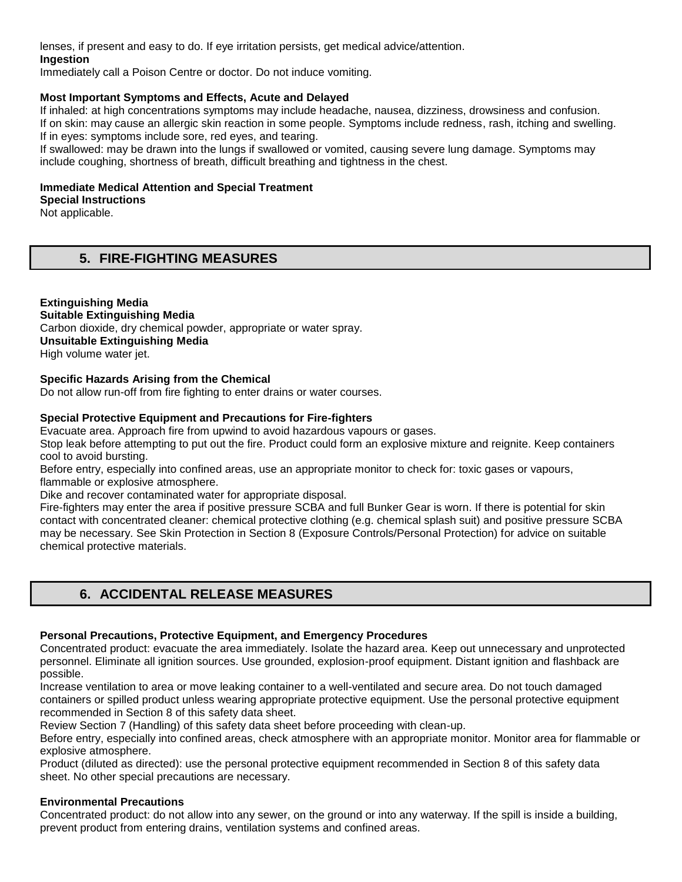lenses, if present and easy to do. If eye irritation persists, get medical advice/attention.

**Ingestion**

Immediately call a Poison Centre or doctor. Do not induce vomiting.

**Most Important Symptoms and Effects, Acute and Delayed**

If inhaled: at high concentrations symptoms may include headache, nausea, dizziness, drowsiness and confusion.
If on skin: may cause an allergic skin reaction in some people. Symptoms include redness, rash, itching and swelling.
If in eyes: symptoms include sore, red eyes, and tearing.
If swallowed: may be drawn into the lungs if swallowed or vomited, causing severe lung damage. Symptoms may include coughing, shortness of breath, difficult breathing and tightness in the chest.

**Immediate Medical Attention and Special Treatment**

**Special Instructions**

Not applicable.

## 5. FIRE-FIGHTING MEASURES

**Extinguishing Media**

**Suitable Extinguishing Media**

Carbon dioxide, dry chemical powder, appropriate or water spray.

**Unsuitable Extinguishing Media**

High volume water jet.

**Specific Hazards Arising from the Chemical**

Do not allow run-off from fire fighting to enter drains or water courses.

**Special Protective Equipment and Precautions for Fire-fighters**

Evacuate area. Approach fire from upwind to avoid hazardous vapours or gases.
Stop leak before attempting to put out the fire. Product could form an explosive mixture and reignite. Keep containers cool to avoid bursting.
Before entry, especially into confined areas, use an appropriate monitor to check for: toxic gases or vapours, flammable or explosive atmosphere.
Dike and recover contaminated water for appropriate disposal.
Fire-fighters may enter the area if positive pressure SCBA and full Bunker Gear is worn. If there is potential for skin contact with concentrated cleaner: chemical protective clothing (e.g. chemical splash suit) and positive pressure SCBA may be necessary. See Skin Protection in Section 8 (Exposure Controls/Personal Protection) for advice on suitable chemical protective materials.

## 6. ACCIDENTAL RELEASE MEASURES

**Personal Precautions, Protective Equipment, and Emergency Procedures**

Concentrated product: evacuate the area immediately. Isolate the hazard area. Keep out unnecessary and unprotected personnel. Eliminate all ignition sources. Use grounded, explosion-proof equipment. Distant ignition and flashback are possible.
Increase ventilation to area or move leaking container to a well-ventilated and secure area. Do not touch damaged containers or spilled product unless wearing appropriate protective equipment. Use the personal protective equipment recommended in Section 8 of this safety data sheet.
Review Section 7 (Handling) of this safety data sheet before proceeding with clean-up.
Before entry, especially into confined areas, check atmosphere with an appropriate monitor. Monitor area for flammable or explosive atmosphere.
Product (diluted as directed): use the personal protective equipment recommended in Section 8 of this safety data sheet. No other special precautions are necessary.

**Environmental Precautions**

Concentrated product: do not allow into any sewer, on the ground or into any waterway. If the spill is inside a building, prevent product from entering drains, ventilation systems and confined areas.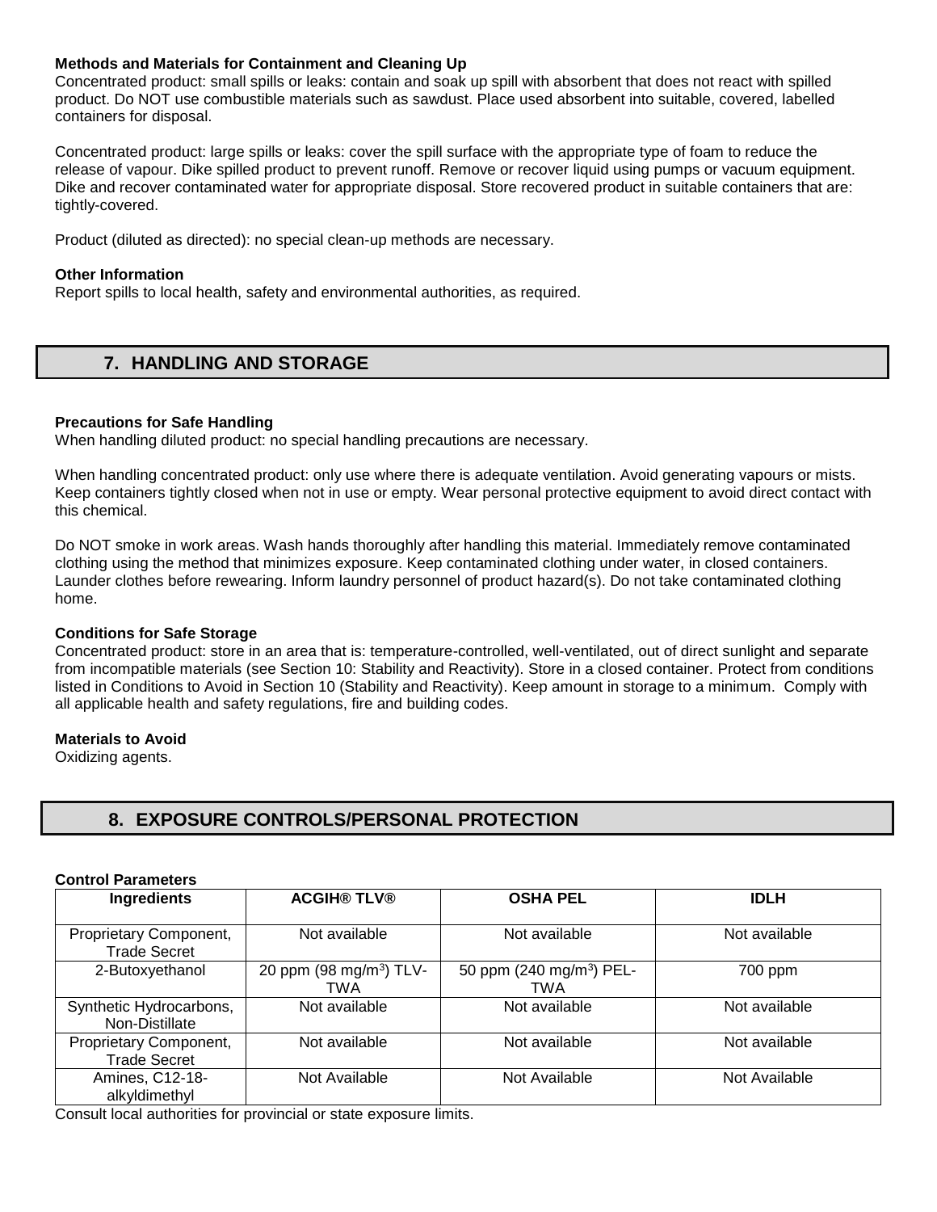**Methods and Materials for Containment and Cleaning Up**

Concentrated product: small spills or leaks: contain and soak up spill with absorbent that does not react with spilled product. Do NOT use combustible materials such as sawdust. Place used absorbent into suitable, covered, labelled containers for disposal.

Concentrated product: large spills or leaks: cover the spill surface with the appropriate type of foam to reduce the release of vapour. Dike spilled product to prevent runoff. Remove or recover liquid using pumps or vacuum equipment. Dike and recover contaminated water for appropriate disposal. Store recovered product in suitable containers that are: tightly-covered.

Product (diluted as directed): no special clean-up methods are necessary.

**Other Information**

Report spills to local health, safety and environmental authorities, as required.

## 7. HANDLING AND STORAGE

**Precautions for Safe Handling**

When handling diluted product: no special handling precautions are necessary.

When handling concentrated product: only use where there is adequate ventilation. Avoid generating vapours or mists. Keep containers tightly closed when not in use or empty. Wear personal protective equipment to avoid direct contact with this chemical.

Do NOT smoke in work areas. Wash hands thoroughly after handling this material. Immediately remove contaminated clothing using the method that minimizes exposure. Keep contaminated clothing under water, in closed containers. Launder clothes before rewearing. Inform laundry personnel of product hazard(s). Do not take contaminated clothing home.

**Conditions for Safe Storage**

Concentrated product: store in an area that is: temperature-controlled, well-ventilated, out of direct sunlight and separate from incompatible materials (see Section 10: Stability and Reactivity). Store in a closed container. Protect from conditions listed in Conditions to Avoid in Section 10 (Stability and Reactivity). Keep amount in storage to a minimum. Comply with all applicable health and safety regulations, fire and building codes.

**Materials to Avoid**

Oxidizing agents.

## 8. EXPOSURE CONTROLS/PERSONAL PROTECTION

**Control Parameters**

| Ingredients | ACGIH® TLV® | OSHA PEL | IDLH |
|---|---|---|---|
| Proprietary Component, Trade Secret | Not available | Not available | Not available |
| 2-Butoxyethanol | 20 ppm (98 mg/m$^3$) TLV-TWA | 50 ppm (240 mg/m$^3$) PEL-TWA | 700 ppm |
| Synthetic Hydrocarbons, Non-Distillate | Not available | Not available | Not available |
| Proprietary Component, Trade Secret | Not available | Not available | Not available |
| Amines, C12-18-alkyldimethyl | Not Available | Not Available | Not Available |

Consult local authorities for provincial or state exposure limits.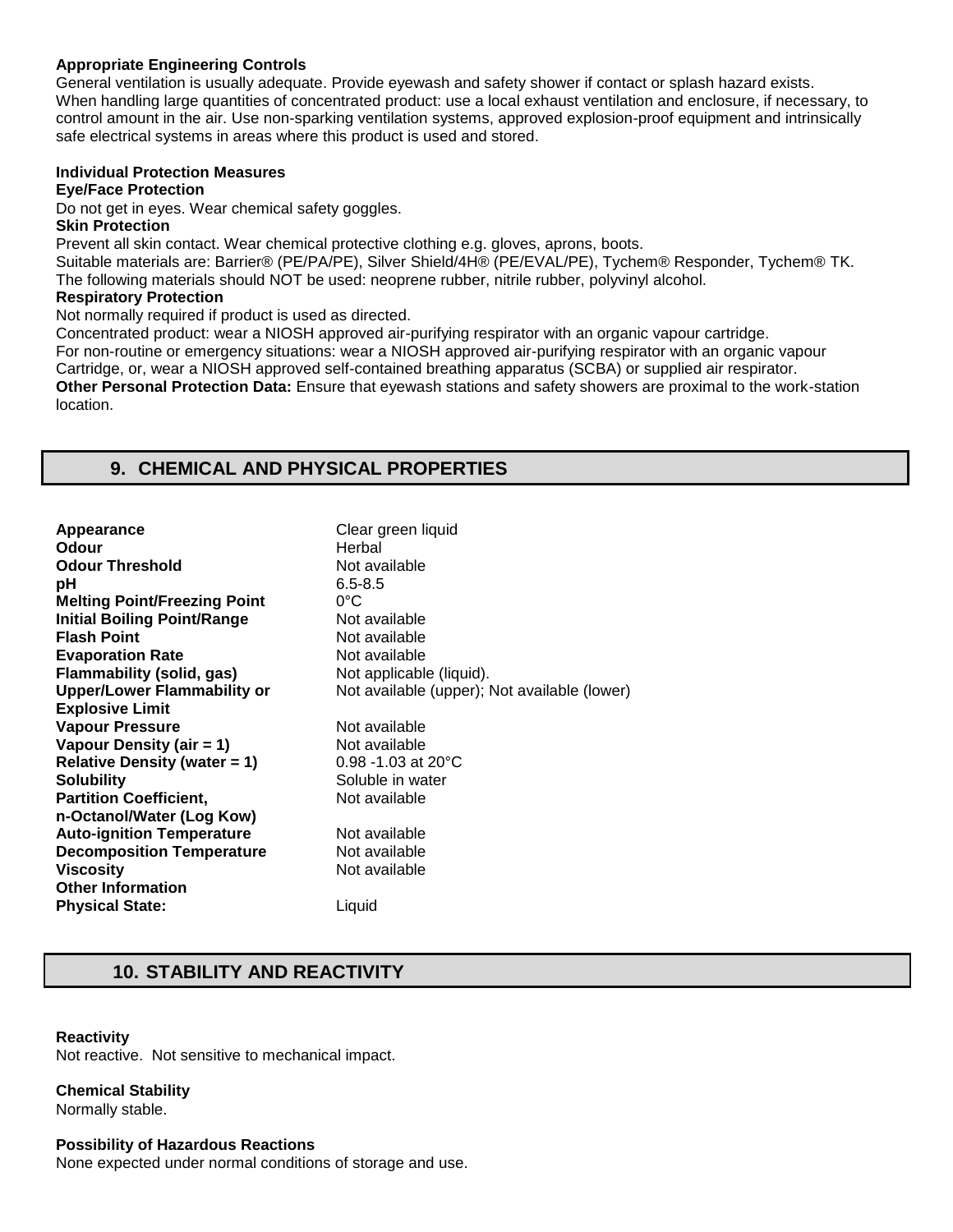**Appropriate Engineering Controls**

General ventilation is usually adequate. Provide eyewash and safety shower if contact or splash hazard exists. When handling large quantities of concentrated product: use a local exhaust ventilation and enclosure, if necessary, to control amount in the air. Use non-sparking ventilation systems, approved explosion-proof equipment and intrinsically safe electrical systems in areas where this product is used and stored.

**Individual Protection Measures**

**Eye/Face Protection**

Do not get in eyes. Wear chemical safety goggles.

**Skin Protection**

Prevent all skin contact. Wear chemical protective clothing e.g. gloves, aprons, boots.
Suitable materials are: Barrier® (PE/PA/PE), Silver Shield/4H® (PE/EVAL/PE), Tychem® Responder, Tychem® TK.
The following materials should NOT be used: neoprene rubber, nitrile rubber, polyvinyl alcohol.

**Respiratory Protection**

Not normally required if product is used as directed.
Concentrated product: wear a NIOSH approved air-purifying respirator with an organic vapour cartridge.
For non-routine or emergency situations: wear a NIOSH approved air-purifying respirator with an organic vapour Cartridge, or, wear a NIOSH approved self-contained breathing apparatus (SCBA) or supplied air respirator.

**Other Personal Protection Data:** Ensure that eyewash stations and safety showers are proximal to the work-station location.

## 9. CHEMICAL AND PHYSICAL PROPERTIES

| | |
|---|---|
| **Appearance** | Clear green liquid |
| **Odour** | Herbal |
| **Odour Threshold** | Not available |
| **pH** | 6.5-8.5 |
| **Melting Point/Freezing Point** | 0°C |
| **Initial Boiling Point/Range** | Not available |
| **Flash Point** | Not available |
| **Evaporation Rate** | Not available |
| **Flammability (solid, gas)** | Not applicable (liquid). |
| **Upper/Lower Flammability or Explosive Limit** | Not available (upper); Not available (lower) |
| **Vapour Pressure** | Not available |
| **Vapour Density (air = 1)** | Not available |
| **Relative Density (water = 1)** | 0.98 -1.03 at 20°C |
| **Solubility** | Soluble in water |
| **Partition Coefficient, n-Octanol/Water (Log Kow)** | Not available |
| **Auto-ignition Temperature** | Not available |
| **Decomposition Temperature** | Not available |
| **Viscosity** | Not available |
| **Other Information** | |
| **Physical State:** | Liquid |

## 10. STABILITY AND REACTIVITY

**Reactivity**

Not reactive. Not sensitive to mechanical impact.

**Chemical Stability**

Normally stable.

**Possibility of Hazardous Reactions**

None expected under normal conditions of storage and use.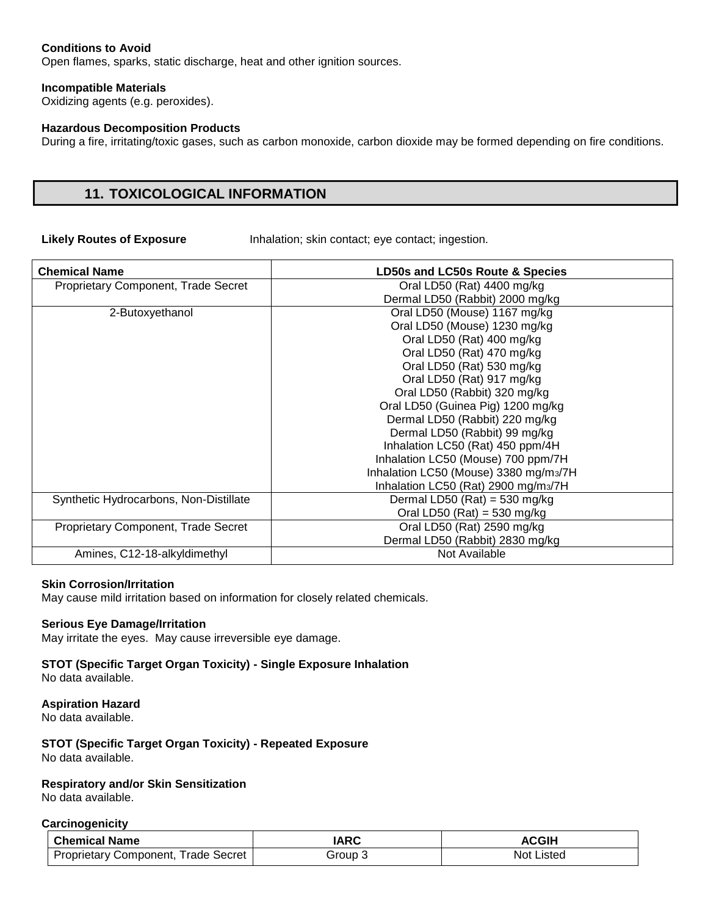**Conditions to Avoid**
Open flames, sparks, static discharge, heat and other ignition sources.

**Incompatible Materials**
Oxidizing agents (e.g. peroxides).

**Hazardous Decomposition Products**
During a fire, irritating/toxic gases, such as carbon monoxide, carbon dioxide may be formed depending on fire conditions.

## 11. TOXICOLOGICAL INFORMATION

**Likely Routes of Exposure** Inhalation; skin contact; eye contact; ingestion.

| Chemical Name | LD50s and LC50s Route & Species |
|---|---|
| Proprietary Component, Trade Secret | Oral LD50 (Rat) 4400 mg/kg<br>Dermal LD50 (Rabbit) 2000 mg/kg |
| 2-Butoxyethanol | Oral LD50 (Mouse) 1167 mg/kg<br>Oral LD50 (Mouse) 1230 mg/kg<br>Oral LD50 (Rat) 400 mg/kg<br>Oral LD50 (Rat) 470 mg/kg<br>Oral LD50 (Rat) 530 mg/kg<br>Oral LD50 (Rat) 917 mg/kg<br>Oral LD50 (Rabbit) 320 mg/kg<br>Oral LD50 (Guinea Pig) 1200 mg/kg<br>Dermal LD50 (Rabbit) 220 mg/kg<br>Dermal LD50 (Rabbit) 99 mg/kg<br>Inhalation LC50 (Rat) 450 ppm/4H<br>Inhalation LC50 (Mouse) 700 ppm/7H<br>Inhalation LC50 (Mouse) 3380 mg/m$_3$/7H<br>Inhalation LC50 (Rat) 2900 mg/m$_3$/7H |
| Synthetic Hydrocarbons, Non-Distillate | Dermal LD50 (Rat) = 530 mg/kg<br>Oral LD50 (Rat) = 530 mg/kg |
| Proprietary Component, Trade Secret | Oral LD50 (Rat) 2590 mg/kg<br>Dermal LD50 (Rabbit) 2830 mg/kg |
| Amines, C12-18-alkyldimethyl | Not Available |

**Skin Corrosion/Irritation**
May cause mild irritation based on information for closely related chemicals.

**Serious Eye Damage/Irritation**
May irritate the eyes. May cause irreversible eye damage.

**STOT (Specific Target Organ Toxicity) - Single Exposure Inhalation**
No data available.

**Aspiration Hazard**
No data available.

**STOT (Specific Target Organ Toxicity) - Repeated Exposure**
No data available.

**Respiratory and/or Skin Sensitization**
No data available.

**Carcinogenicity**

| Chemical Name | IARC | ACGIH |
|---|---|---|
| Proprietary Component, Trade Secret | Group 3 | Not Listed |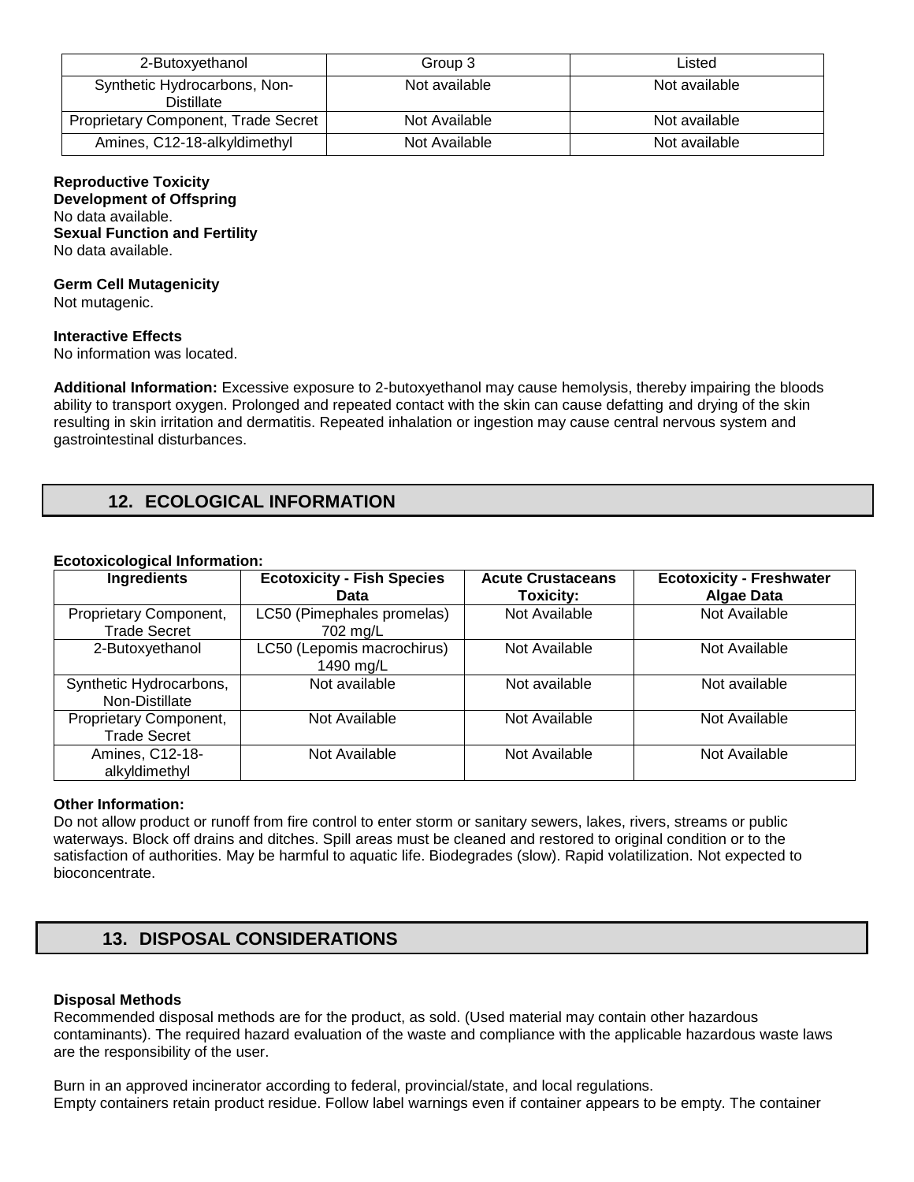| 2-Butoxyethanol | Group 3 | Listed |
|---|---|---|
| Synthetic Hydrocarbons, Non-Distillate | Not available | Not available |
| Proprietary Component, Trade Secret | Not Available | Not available |
| Amines, C12-18-alkyldimethyl | Not Available | Not available |

**Reproductive Toxicity**
**Development of Offspring**
No data available.
**Sexual Function and Fertility**
No data available.

**Germ Cell Mutagenicity**
Not mutagenic.

**Interactive Effects**
No information was located.

**Additional Information:** Excessive exposure to 2-butoxyethanol may cause hemolysis, thereby impairing the bloods ability to transport oxygen. Prolonged and repeated contact with the skin can cause defatting and drying of the skin resulting in skin irritation and dermatitis. Repeated inhalation or ingestion may cause central nervous system and gastrointestinal disturbances.

## 12. ECOLOGICAL INFORMATION

**Ecotoxicological Information:**

| Ingredients | Ecotoxicity - Fish Species Data | Acute Crustaceans Toxicity: | Ecotoxicity - Freshwater Algae Data |
|---|---|---|---|
| Proprietary Component, Trade Secret | LC50 (Pimephales promelas) 702 mg/L | Not Available | Not Available |
| 2-Butoxyethanol | LC50 (Lepomis macrochirus) 1490 mg/L | Not Available | Not Available |
| Synthetic Hydrocarbons, Non-Distillate | Not available | Not available | Not available |
| Proprietary Component, Trade Secret | Not Available | Not Available | Not Available |
| Amines, C12-18-alkyldimethyl | Not Available | Not Available | Not Available |

**Other Information:**
Do not allow product or runoff from fire control to enter storm or sanitary sewers, lakes, rivers, streams or public waterways. Block off drains and ditches. Spill areas must be cleaned and restored to original condition or to the satisfaction of authorities. May be harmful to aquatic life. Biodegrades (slow). Rapid volatilization. Not expected to bioconcentrate.

## 13. DISPOSAL CONSIDERATIONS

**Disposal Methods**
Recommended disposal methods are for the product, as sold. (Used material may contain other hazardous contaminants). The required hazard evaluation of the waste and compliance with the applicable hazardous waste laws are the responsibility of the user.

Burn in an approved incinerator according to federal, provincial/state, and local regulations.
Empty containers retain product residue. Follow label warnings even if container appears to be empty. The container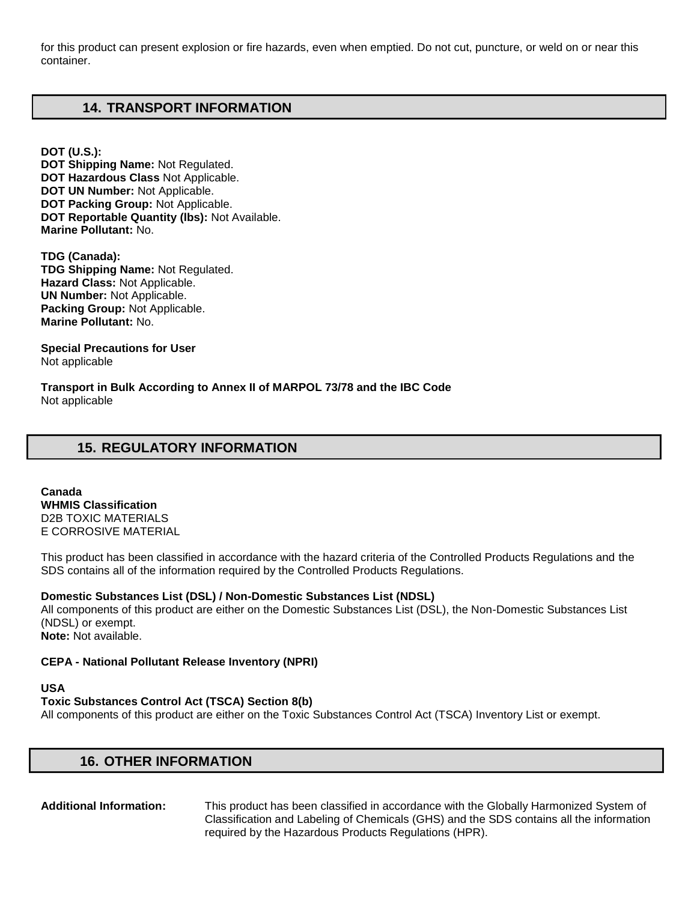for this product can present explosion or fire hazards, even when emptied. Do not cut, puncture, or weld on or near this container.

## 14. TRANSPORT INFORMATION

**DOT (U.S.):**
**DOT Shipping Name:** Not Regulated.
**DOT Hazardous Class** Not Applicable.
**DOT UN Number:** Not Applicable.
**DOT Packing Group:** Not Applicable.
**DOT Reportable Quantity (lbs):** Not Available.
**Marine Pollutant:** No.

**TDG (Canada):**
**TDG Shipping Name:** Not Regulated.
**Hazard Class:** Not Applicable.
**UN Number:** Not Applicable.
**Packing Group:** Not Applicable.
**Marine Pollutant:** No.

**Special Precautions for User**
Not applicable

**Transport in Bulk According to Annex II of MARPOL 73/78 and the IBC Code**
Not applicable

## 15. REGULATORY INFORMATION

**Canada**
**WHMIS Classification**
D2B TOXIC MATERIALS
E CORROSIVE MATERIAL

This product has been classified in accordance with the hazard criteria of the Controlled Products Regulations and the SDS contains all of the information required by the Controlled Products Regulations.

**Domestic Substances List (DSL) / Non-Domestic Substances List (NDSL)**
All components of this product are either on the Domestic Substances List (DSL), the Non-Domestic Substances List (NDSL) or exempt.
**Note:** Not available.

**CEPA - National Pollutant Release Inventory (NPRI)**

**USA**
**Toxic Substances Control Act (TSCA) Section 8(b)**
All components of this product are either on the Toxic Substances Control Act (TSCA) Inventory List or exempt.

## 16. OTHER INFORMATION

**Additional Information:** This product has been classified in accordance with the Globally Harmonized System of Classification and Labeling of Chemicals (GHS) and the SDS contains all the information required by the Hazardous Products Regulations (HPR).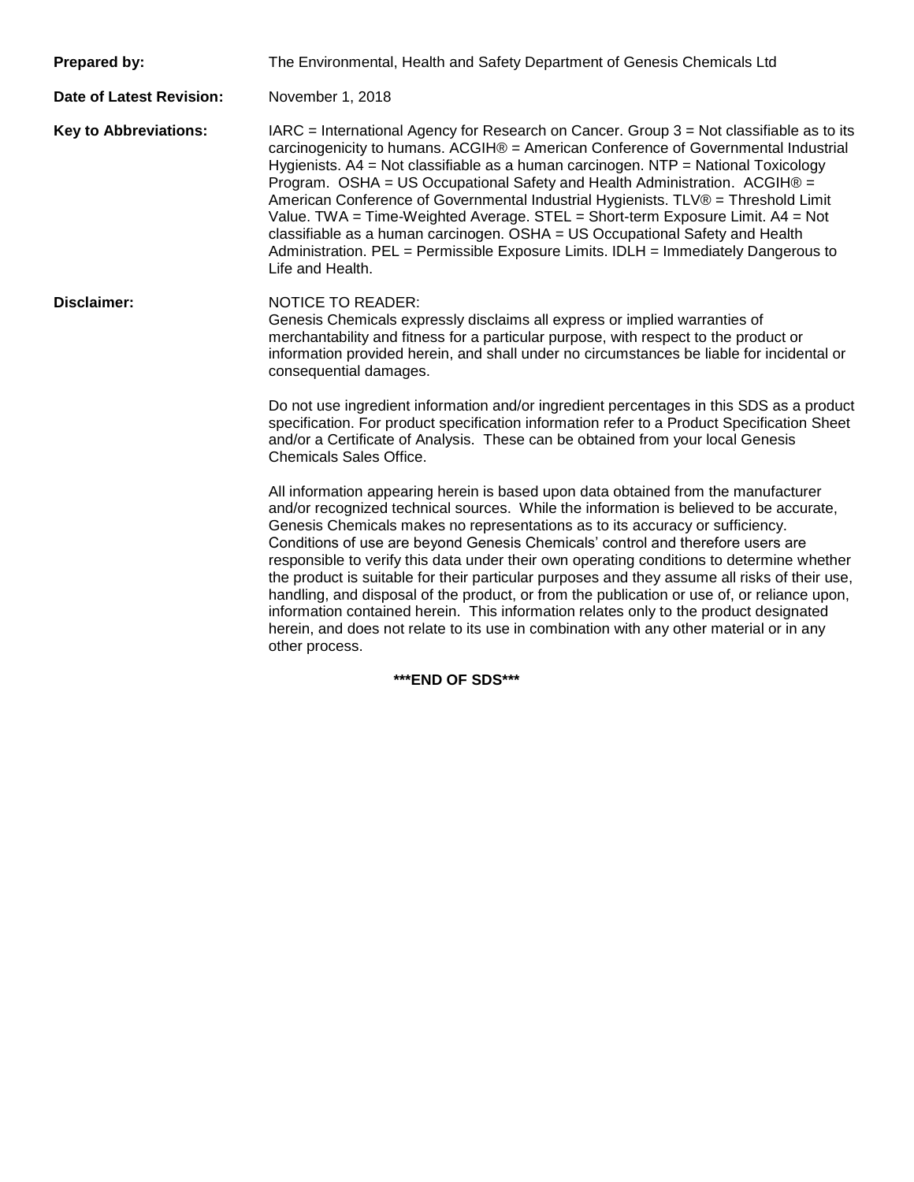**Prepared by:** The Environmental, Health and Safety Department of Genesis Chemicals Ltd

**Date of Latest Revision:** November 1, 2018

**Key to Abbreviations:** IARC = International Agency for Research on Cancer. Group 3 = Not classifiable as to its carcinogenicity to humans. ACGIH® = American Conference of Governmental Industrial Hygienists. A4 = Not classifiable as a human carcinogen. NTP = National Toxicology Program. OSHA = US Occupational Safety and Health Administration. ACGIH® = American Conference of Governmental Industrial Hygienists. TLV® = Threshold Limit Value. TWA = Time-Weighted Average. STEL = Short-term Exposure Limit. A4 = Not classifiable as a human carcinogen. OSHA = US Occupational Safety and Health Administration. PEL = Permissible Exposure Limits. IDLH = Immediately Dangerous to Life and Health.

**Disclaimer:** NOTICE TO READER:
Genesis Chemicals expressly disclaims all express or implied warranties of merchantability and fitness for a particular purpose, with respect to the product or information provided herein, and shall under no circumstances be liable for incidental or consequential damages.

Do not use ingredient information and/or ingredient percentages in this SDS as a product specification. For product specification information refer to a Product Specification Sheet and/or a Certificate of Analysis. These can be obtained from your local Genesis Chemicals Sales Office.

All information appearing herein is based upon data obtained from the manufacturer and/or recognized technical sources. While the information is believed to be accurate, Genesis Chemicals makes no representations as to its accuracy or sufficiency. Conditions of use are beyond Genesis Chemicals' control and therefore users are responsible to verify this data under their own operating conditions to determine whether the product is suitable for their particular purposes and they assume all risks of their use, handling, and disposal of the product, or from the publication or use of, or reliance upon, information contained herein. This information relates only to the product designated herein, and does not relate to its use in combination with any other material or in any other process.

**\*\*\*END OF SDS\*\*\***